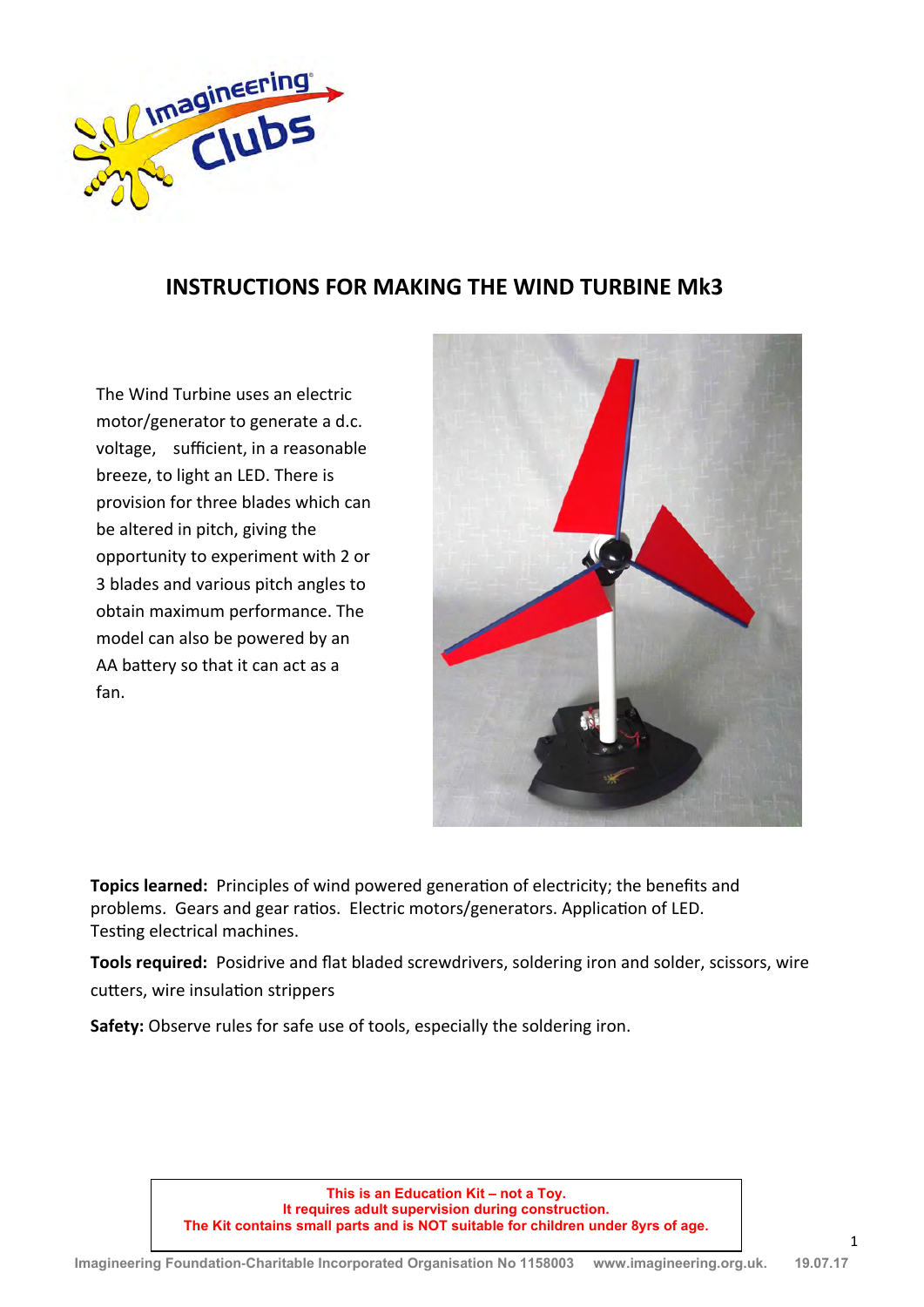# INSTRUCTIONS FOR MAKING THE WIND TURBINE Mk3

The Wind Turbine uses an electric motor/generator to generate a d.c. voltage, sufficient, in a reasonable breeze, to light an LED. There is provision for three blades which can be altered in pitch, giving the opportunity to experiment with 2 or 3 blades and various pitch angles to obtain maximum performance. The model can also be powered by an AA battery so that it can act as a fan.

**Topics learned:** Principles of wind powered generation of electricity; the benefits and problems. Gears and gear ratios. Electric motors/generators. Application of LED. Testing electrical machines.

**Tools required:** Posidrive and flat bladed screwdrivers, soldering iron and solder, scissors, wire cutters, wire insulation strippers

**Safety:** Observe rules for safe use of tools, especially the soldering iron.

**This is an Education Kit – not a Toy.**
**It requires adult supervision during construction.**
**The Kit contains small parts and is NOT suitable for children under 8yrs of age.**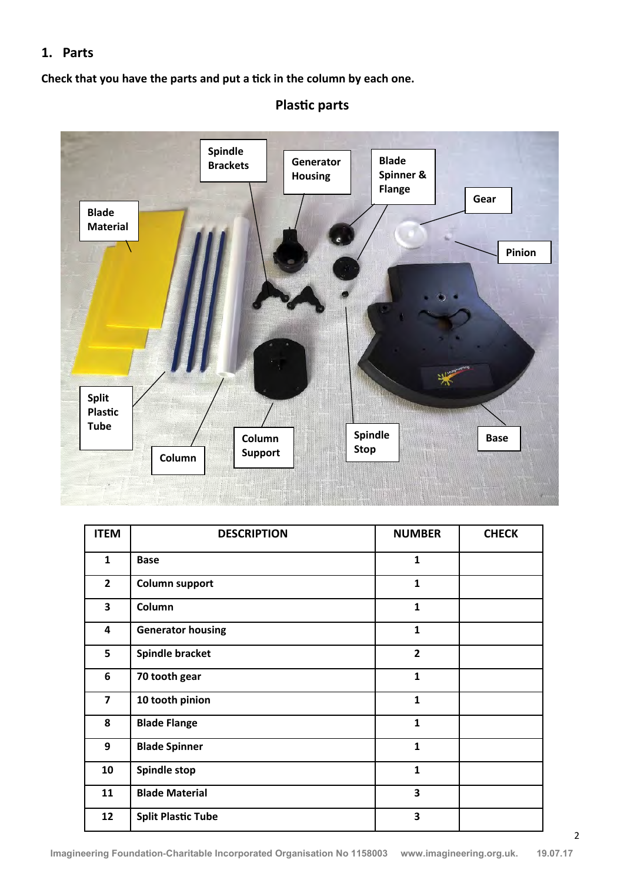## 1. Parts

**Check that you have the parts and put a tick in the column by each one.**

### Plastic parts

| ITEM | DESCRIPTION | NUMBER | CHECK |
|---|---|---|---|
| 1 | Base | 1 | |
| 2 | Column support | 1 | |
| 3 | Column | 1 | |
| 4 | Generator housing | 1 | |
| 5 | Spindle bracket | 2 | |
| 6 | 70 tooth gear | 1 | |
| 7 | 10 tooth pinion | 1 | |
| 8 | Blade Flange | 1 | |
| 9 | Blade Spinner | 1 | |
| 10 | Spindle stop | 1 | |
| 11 | Blade Material | 3 | |
| 12 | Split Plastic Tube | 3 | |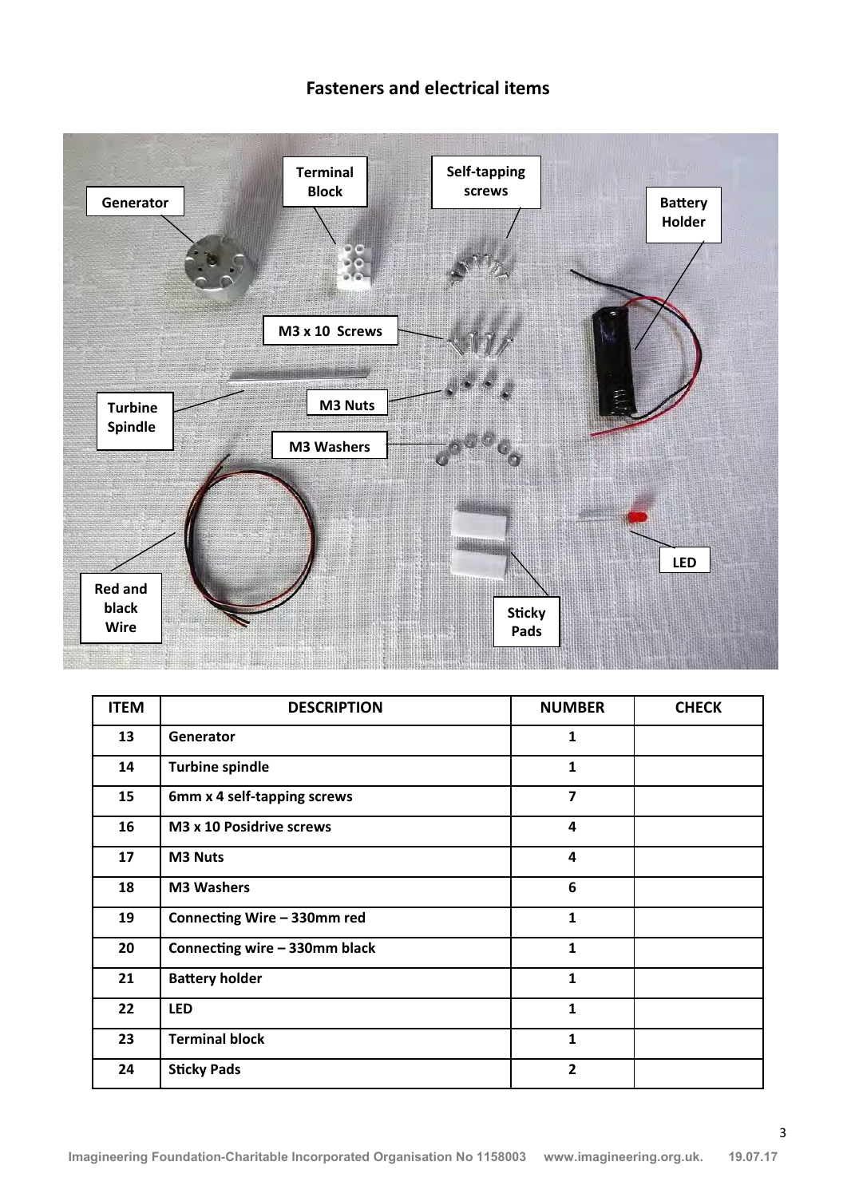## Fasteners and electrical items

| ITEM | DESCRIPTION | NUMBER | CHECK |
|---|---|---|---|
| 13 | Generator | 1 | |
| 14 | Turbine spindle | 1 | |
| 15 | 6mm x 4 self-tapping screws | 7 | |
| 16 | M3 x 10 Posidrive screws | 4 | |
| 17 | M3 Nuts | 4 | |
| 18 | M3 Washers | 6 | |
| 19 | Connecting Wire – 330mm red | 1 | |
| 20 | Connecting wire – 330mm black | 1 | |
| 21 | Battery holder | 1 | |
| 22 | LED | 1 | |
| 23 | Terminal block | 1 | |
| 24 | Sticky Pads | 2 | |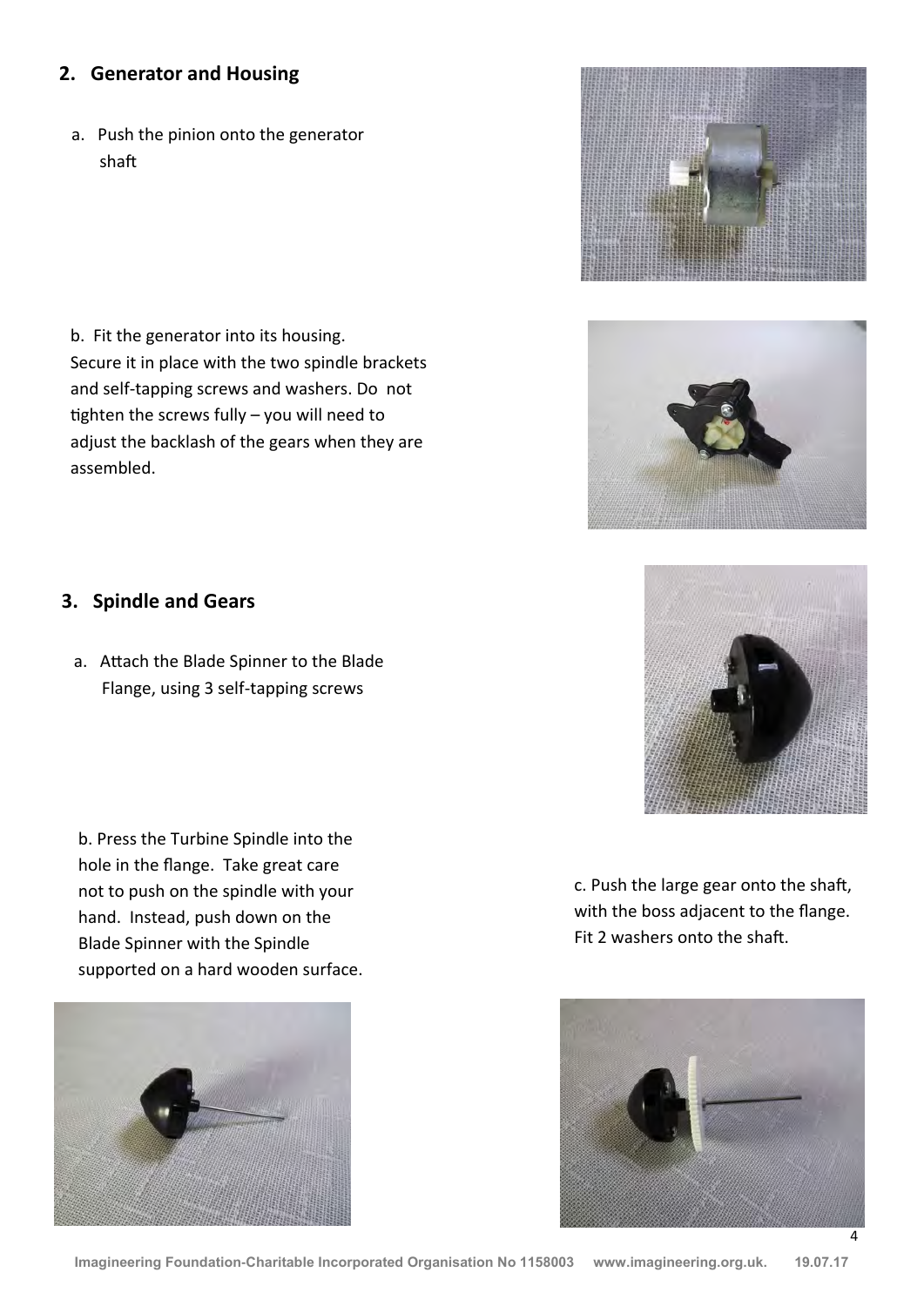## 2. Generator and Housing

a. Push the pinion onto the generator shaft

b. Fit the generator into its housing. Secure it in place with the two spindle brackets and self-tapping screws and washers. Do not tighten the screws fully – you will need to adjust the backlash of the gears when they are assembled.

## 3. Spindle and Gears

a. Attach the Blade Spinner to the Blade Flange, using 3 self-tapping screws

b. Press the Turbine Spindle into the hole in the flange. Take great care not to push on the spindle with your hand. Instead, push down on the Blade Spinner with the Spindle supported on a hard wooden surface.

c. Push the large gear onto the shaft, with the boss adjacent to the flange. Fit 2 washers onto the shaft.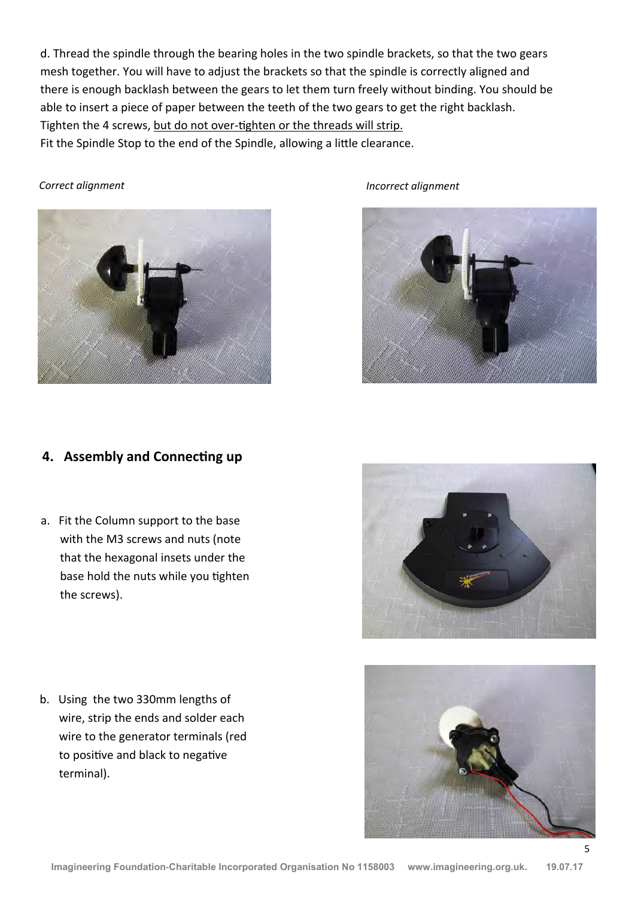d. Thread the spindle through the bearing holes in the two spindle brackets, so that the two gears mesh together. You will have to adjust the brackets so that the spindle is correctly aligned and there is enough backlash between the gears to let them turn freely without binding. You should be able to insert a piece of paper between the teeth of the two gears to get the right backlash. Tighten the 4 screws, <u>but do not over-tighten or the threads will strip.</u>
Fit the Spindle Stop to the end of the Spindle, allowing a little clearance.

*Correct alignment*

*Incorrect alignment*

## 4. Assembly and Connecting up

a. Fit the Column support to the base with the M3 screws and nuts (note that the hexagonal insets under the base hold the nuts while you tighten the screws).

b. Using the two 330mm lengths of wire, strip the ends and solder each wire to the generator terminals (red to positive and black to negative terminal).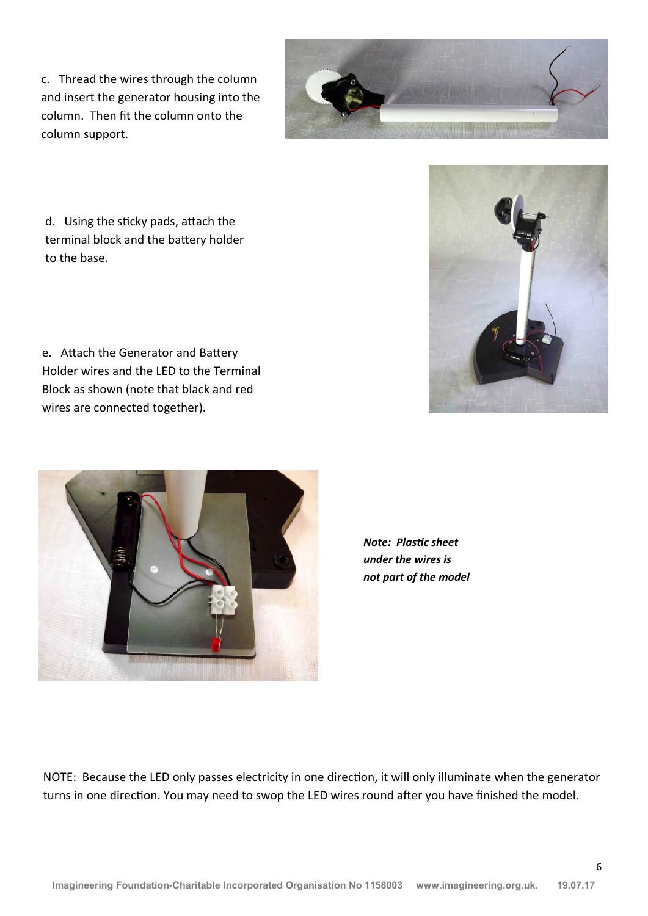c. Thread the wires through the column and insert the generator housing into the column. Then fit the column onto the column support.

d. Using the sticky pads, attach the terminal block and the battery holder to the base.

e. Attach the Generator and Battery Holder wires and the LED to the Terminal Block as shown (note that black and red wires are connected together).

***Note: Plastic sheet under the wires is not part of the model***

NOTE: Because the LED only passes electricity in one direction, it will only illuminate when the generator turns in one direction. You may need to swop the LED wires round after you have finished the model.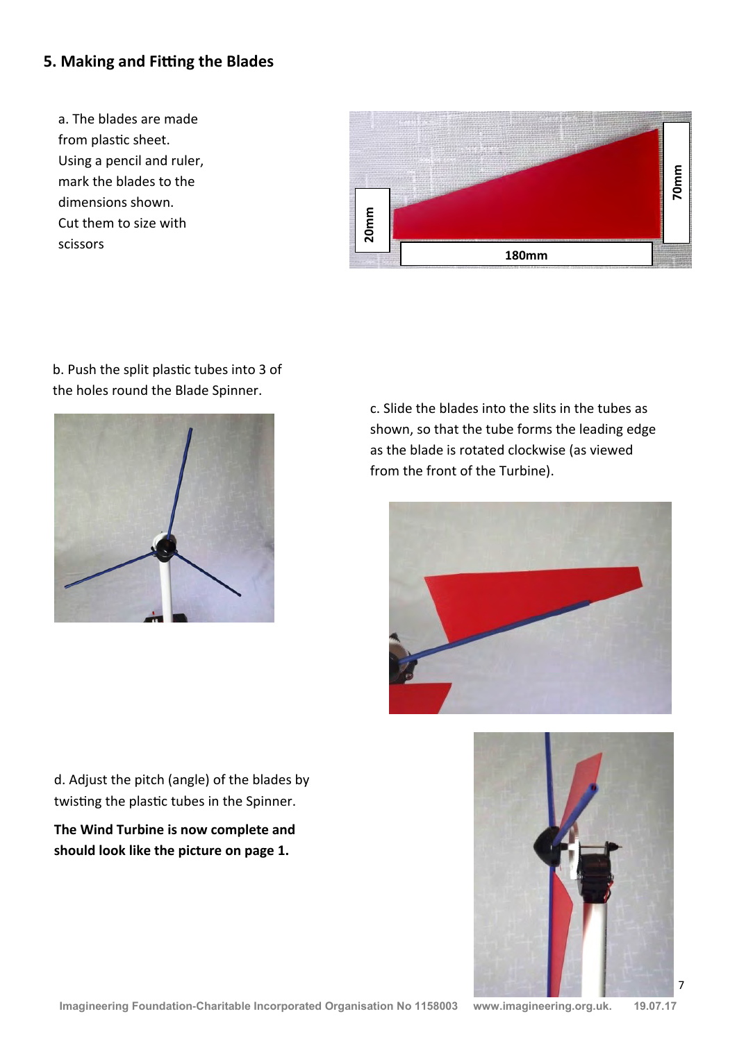## 5. Making and Fitting the Blades

a. The blades are made from plastic sheet. Using a pencil and ruler, mark the blades to the dimensions shown. Cut them to size with scissors

20mm

70mm

180mm

b. Push the split plastic tubes into 3 of the holes round the Blade Spinner.

c. Slide the blades into the slits in the tubes as shown, so that the tube forms the leading edge as the blade is rotated clockwise (as viewed from the front of the Turbine).

d. Adjust the pitch (angle) of the blades by twisting the plastic tubes in the Spinner.

**The Wind Turbine is now complete and should look like the picture on page 1.**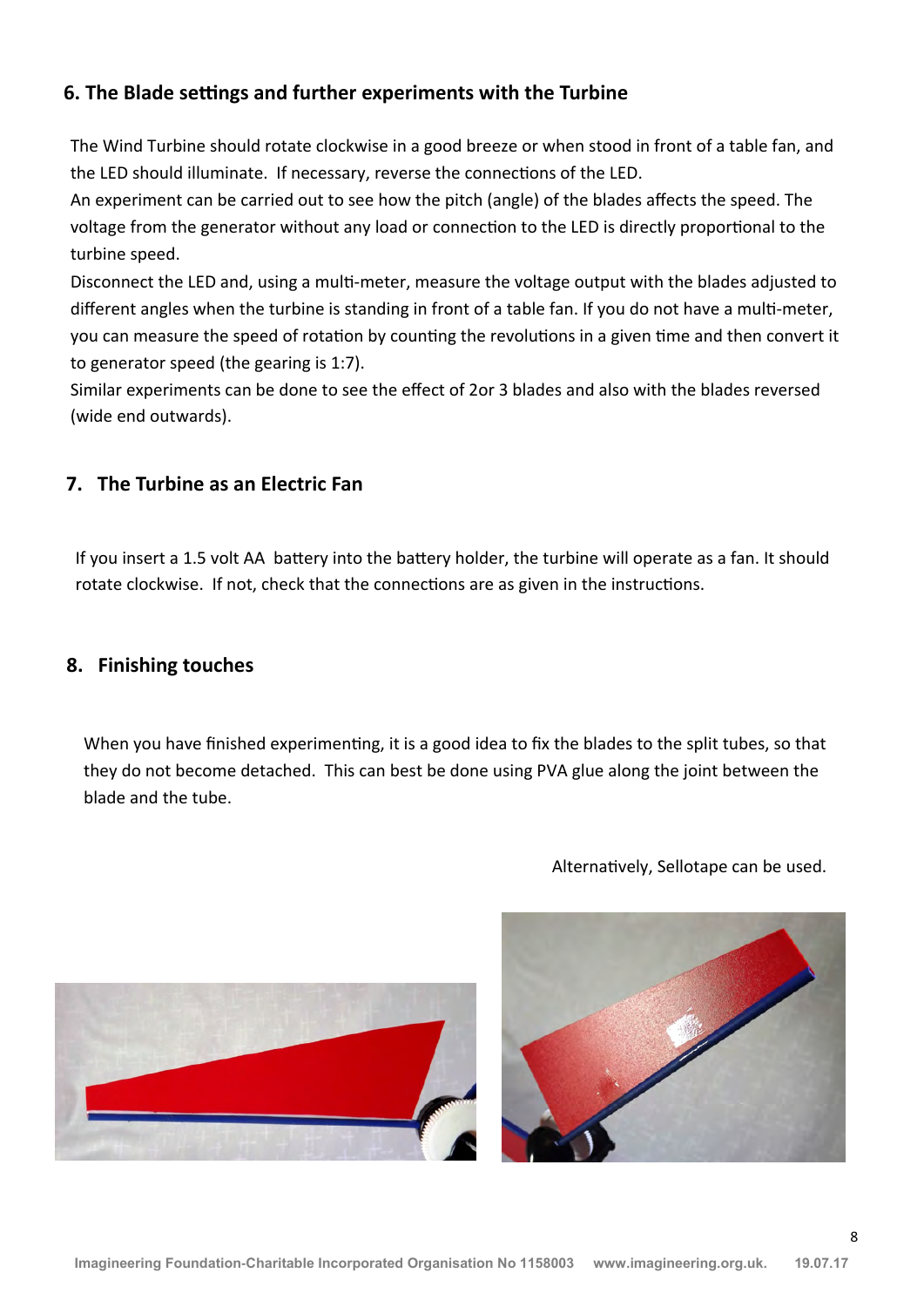## 6. The Blade settings and further experiments with the Turbine

The Wind Turbine should rotate clockwise in a good breeze or when stood in front of a table fan, and the LED should illuminate. If necessary, reverse the connections of the LED.

An experiment can be carried out to see how the pitch (angle) of the blades affects the speed. The voltage from the generator without any load or connection to the LED is directly proportional to the turbine speed.

Disconnect the LED and, using a multi-meter, measure the voltage output with the blades adjusted to different angles when the turbine is standing in front of a table fan. If you do not have a multi-meter, you can measure the speed of rotation by counting the revolutions in a given time and then convert it to generator speed (the gearing is 1:7).

Similar experiments can be done to see the effect of 2or 3 blades and also with the blades reversed (wide end outwards).

## 7. The Turbine as an Electric Fan

If you insert a 1.5 volt AA battery into the battery holder, the turbine will operate as a fan. It should rotate clockwise. If not, check that the connections are as given in the instructions.

## 8. Finishing touches

When you have finished experimenting, it is a good idea to fix the blades to the split tubes, so that they do not become detached. This can best be done using PVA glue along the joint between the blade and the tube.

Alternatively, Sellotape can be used.